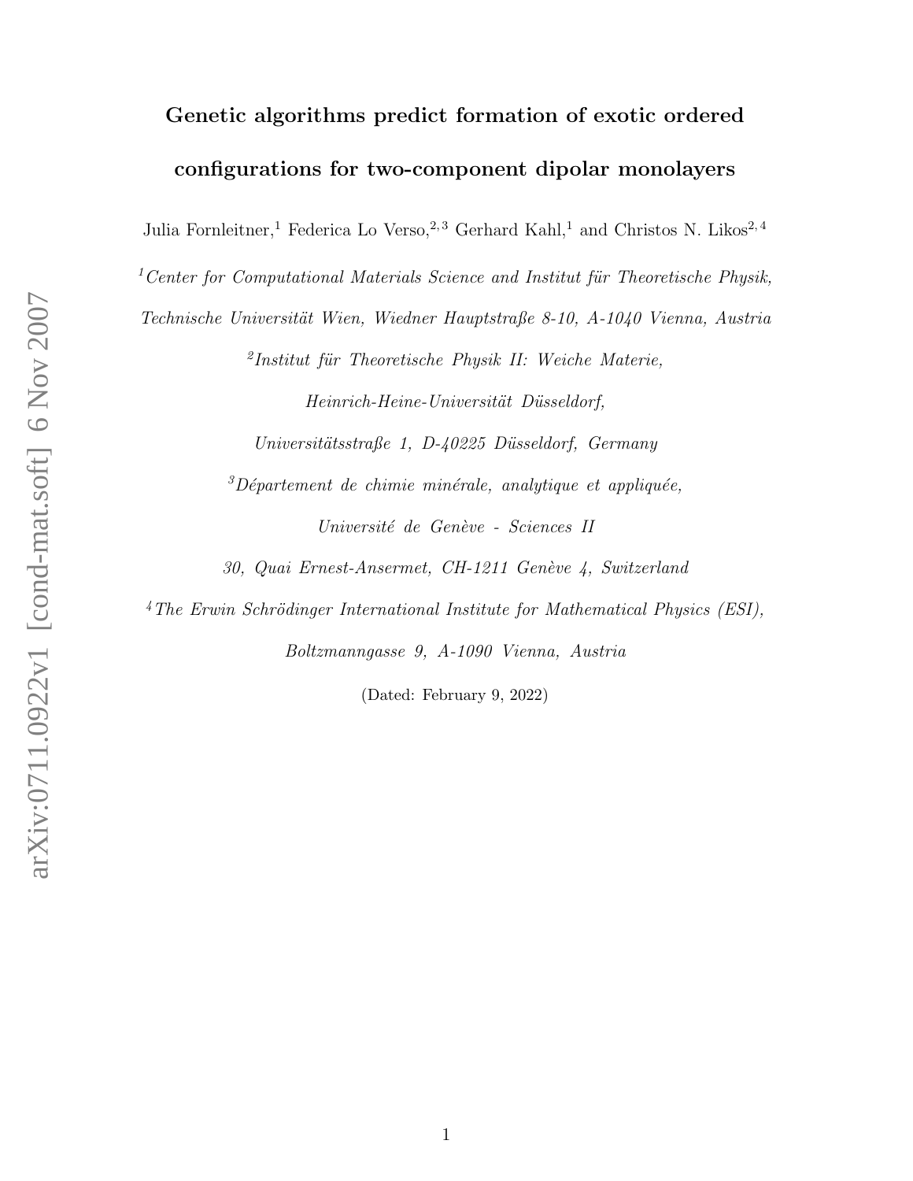# Genetic algorithms predict formation of exotic ordered configurations for two-component dipolar monolayers

Julia Fornleitner,[1] Federica Lo Verso,[2,3] Gerhard Kahl,[1] and Christos N. Likos[2,4]

[1] *Center for Computational Materials Science and Institut für Theoretische Physik, Technische Universität Wien, Wiedner Hauptstraße 8-10, A-1040 Vienna, Austria*

[2] *Institut für Theoretische Physik II: Weiche Materie, Heinrich-Heine-Universität Düsseldorf, Universitätsstraße 1, D-40225 Düsseldorf, Germany*

[3] *Département de chimie minérale, analytique et appliquée, Université de Genève - Sciences II 30, Quai Ernest-Ansermet, CH-1211 Genève 4, Switzerland*

[4] *The Erwin Schrödinger International Institute for Mathematical Physics (ESI), Boltzmanngasse 9, A-1090 Vienna, Austria*

(Dated: February 9, 2022)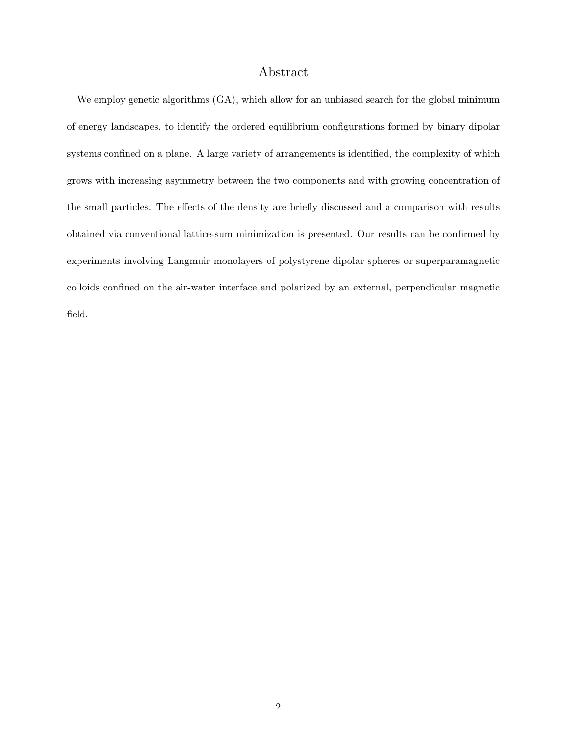## Abstract

We employ genetic algorithms (GA), which allow for an unbiased search for the global minimum of energy landscapes, to identify the ordered equilibrium configurations formed by binary dipolar systems confined on a plane. A large variety of arrangements is identified, the complexity of which grows with increasing asymmetry between the two components and with growing concentration of the small particles. The effects of the density are briefly discussed and a comparison with results obtained via conventional lattice-sum minimization is presented. Our results can be confirmed by experiments involving Langmuir monolayers of polystyrene dipolar spheres or superparamagnetic colloids confined on the air-water interface and polarized by an external, perpendicular magnetic field.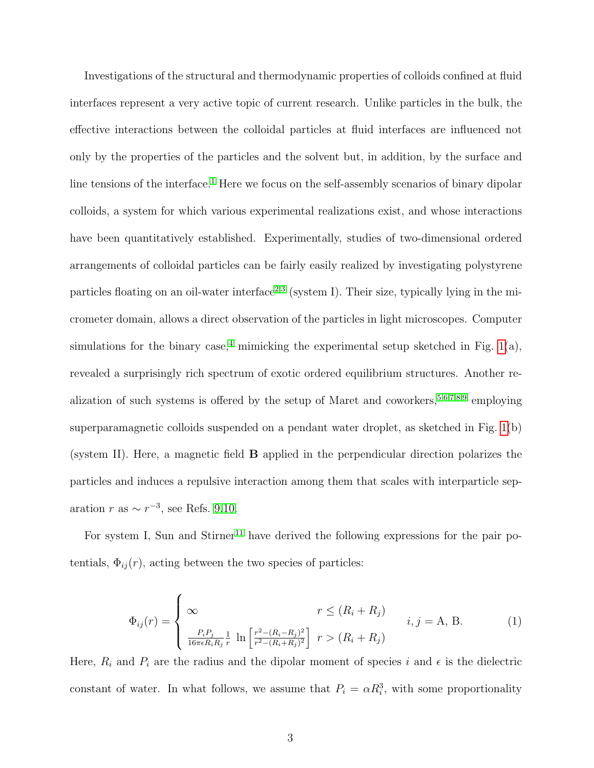Investigations of the structural and thermodynamic properties of colloids confined at fluid interfaces represent a very active topic of current research. Unlike particles in the bulk, the effective interactions between the colloidal particles at fluid interfaces are influenced not only by the properties of the particles and the solvent but, in addition, by the surface and line tensions of the interface.[1] Here we focus on the self-assembly scenarios of binary dipolar colloids, a system for which various experimental realizations exist, and whose interactions have been quantitatively established. Experimentally, studies of two-dimensional ordered arrangements of colloidal particles can be fairly easily realized by investigating polystyrene particles floating on an oil-water interface[2,3] (system I). Their size, typically lying in the micrometer domain, allows a direct observation of the particles in light microscopes. Computer simulations for the binary case,[4] mimicking the experimental setup sketched in Fig. 1(a), revealed a surprisingly rich spectrum of exotic ordered equilibrium structures. Another realization of such systems is offered by the setup of Maret and coworkers,[5,6,7,8,9] employing superparamagnetic colloids suspended on a pendant water droplet, as sketched in Fig. 1(b) (system II). Here, a magnetic field $\mathbf{B}$ applied in the perpendicular direction polarizes the particles and induces a repulsive interaction among them that scales with interparticle separation $r$ as $\sim r^{-3}$, see Refs. 9,10.

For system I, Sun and Stirner[11] have derived the following expressions for the pair potentials, $\Phi_{ij}(r)$, acting between the two species of particles:

$$\Phi_{ij}(r) = \begin{cases} \infty & r \leq (R_i + R_j) \\ \frac{P_i P_j}{16\pi\epsilon R_i R_j} \frac{1}{r} \ \ln\left[\frac{r^2 - (R_i - R_j)^2}{r^2 - (R_i + R_j)^2}\right] & r > (R_i + R_j) \end{cases} \qquad i, j = \mathrm{A, B}. \tag{1}$$

Here, $R_i$ and $P_i$ are the radius and the dipolar moment of species $i$ and $\epsilon$ is the dielectric constant of water. In what follows, we assume that $P_i = \alpha R_i^3$, with some proportionality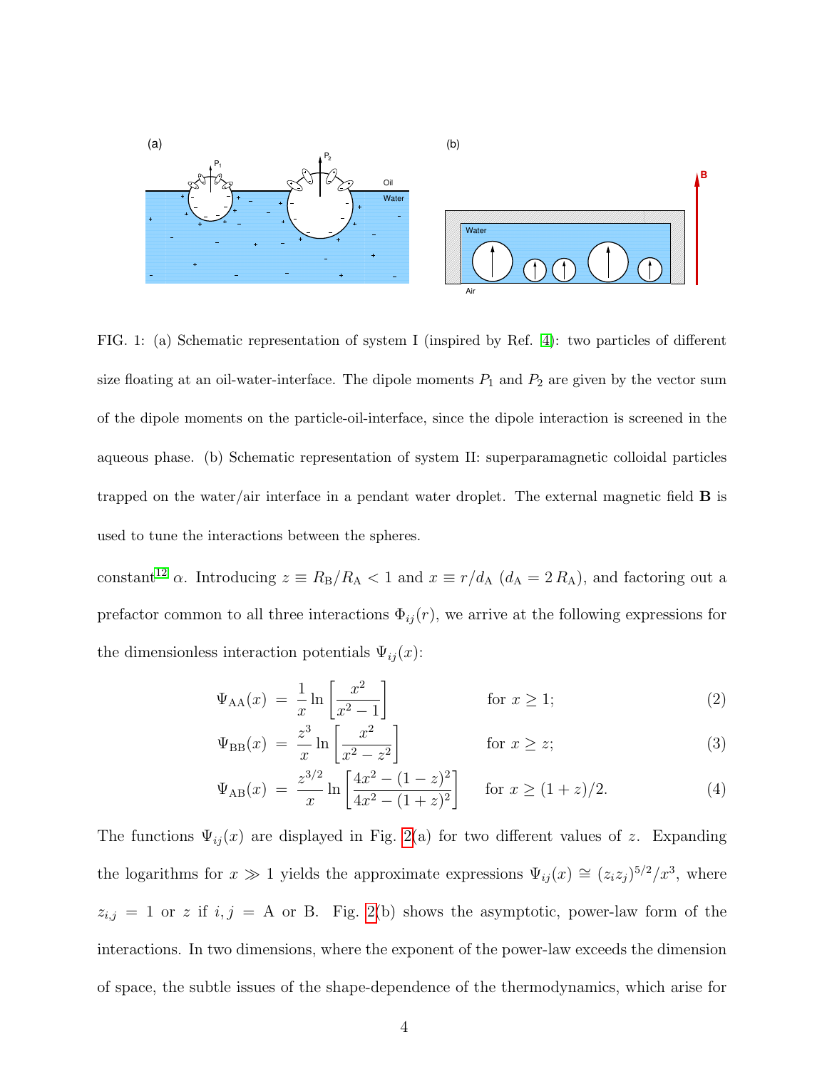FIG. 1: (a) Schematic representation of system I (inspired by Ref. [4]): two particles of different size floating at an oil-water-interface. The dipole moments $P_1$ and $P_2$ are given by the vector sum of the dipole moments on the particle-oil-interface, since the dipole interaction is screened in the aqueous phase. (b) Schematic representation of system II: superparamagnetic colloidal particles trapped on the water/air interface in a pendant water droplet. The external magnetic field **B** is used to tune the interactions between the spheres.

constant[12] $\alpha$. Introducing $z \equiv R_{\rm B}/R_{\rm A} < 1$ and $x \equiv r/d_{\rm A}$ ($d_{\rm A} = 2\,R_{\rm A}$), and factoring out a prefactor common to all three interactions $\Phi_{ij}(r)$, we arrive at the following expressions for the dimensionless interaction potentials $\Psi_{ij}(x)$:

$$\Psi_{\rm AA}(x) = \frac{1}{x}\ln\left[\frac{x^2}{x^2-1}\right] \qquad \text{for } x \geq 1; \tag{2}$$

$$\Psi_{\rm BB}(x) = \frac{z^3}{x}\ln\left[\frac{x^2}{x^2-z^2}\right] \qquad \text{for } x \geq z; \tag{3}$$

$$\Psi_{\rm AB}(x) = \frac{z^{3/2}}{x}\ln\left[\frac{4x^2-(1-z)^2}{4x^2-(1+z)^2}\right] \qquad \text{for } x \geq (1+z)/2. \tag{4}$$

The functions $\Psi_{ij}(x)$ are displayed in Fig. 2(a) for two different values of $z$. Expanding the logarithms for $x \gg 1$ yields the approximate expressions $\Psi_{ij}(x) \cong (z_i z_j)^{5/2}/x^3$, where $z_{i,j} = 1$ or $z$ if $i,j =$ A or B. Fig. 2(b) shows the asymptotic, power-law form of the interactions. In two dimensions, where the exponent of the power-law exceeds the dimension of space, the subtle issues of the shape-dependence of the thermodynamics, which arise for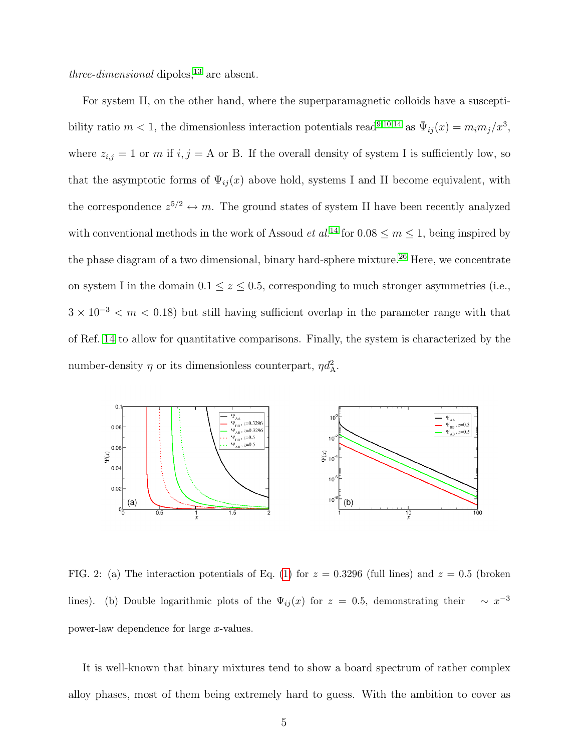*three-dimensional* dipoles,[13] are absent.

For system II, on the other hand, where the superparamagnetic colloids have a susceptibility ratio $m < 1$, the dimensionless interaction potentials read[9,10,14] as $\bar{\Psi}_{ij}(x) = m_i m_j / x^3$, where $z_{i,j} = 1$ or $m$ if $i, j =$ A or B. If the overall density of system I is sufficiently low, so that the asymptotic forms of $\Psi_{ij}(x)$ above hold, systems I and II become equivalent, with the correspondence $z^{5/2} \leftrightarrow m$. The ground states of system II have been recently analyzed with conventional methods in the work of Assoud *et al.*[14] for $0.08 \leq m \leq 1$, being inspired by the phase diagram of a two dimensional, binary hard-sphere mixture.[26] Here, we concentrate on system I in the domain $0.1 \leq z \leq 0.5$, corresponding to much stronger asymmetries (i.e., $3 \times 10^{-3} < m < 0.18$) but still having sufficient overlap in the parameter range with that of Ref. 14 to allow for quantitative comparisons. Finally, the system is characterized by the number-density $\eta$ or its dimensionless counterpart, $\eta d_{\rm A}^2$.

FIG. 2: (a) The interaction potentials of Eq. (1) for $z = 0.3296$ (full lines) and $z = 0.5$ (broken lines). (b) Double logarithmic plots of the $\Psi_{ij}(x)$ for $z = 0.5$, demonstrating their $\sim x^{-3}$ power-law dependence for large $x$-values.

It is well-known that binary mixtures tend to show a board spectrum of rather complex alloy phases, most of them being extremely hard to guess. With the ambition to cover as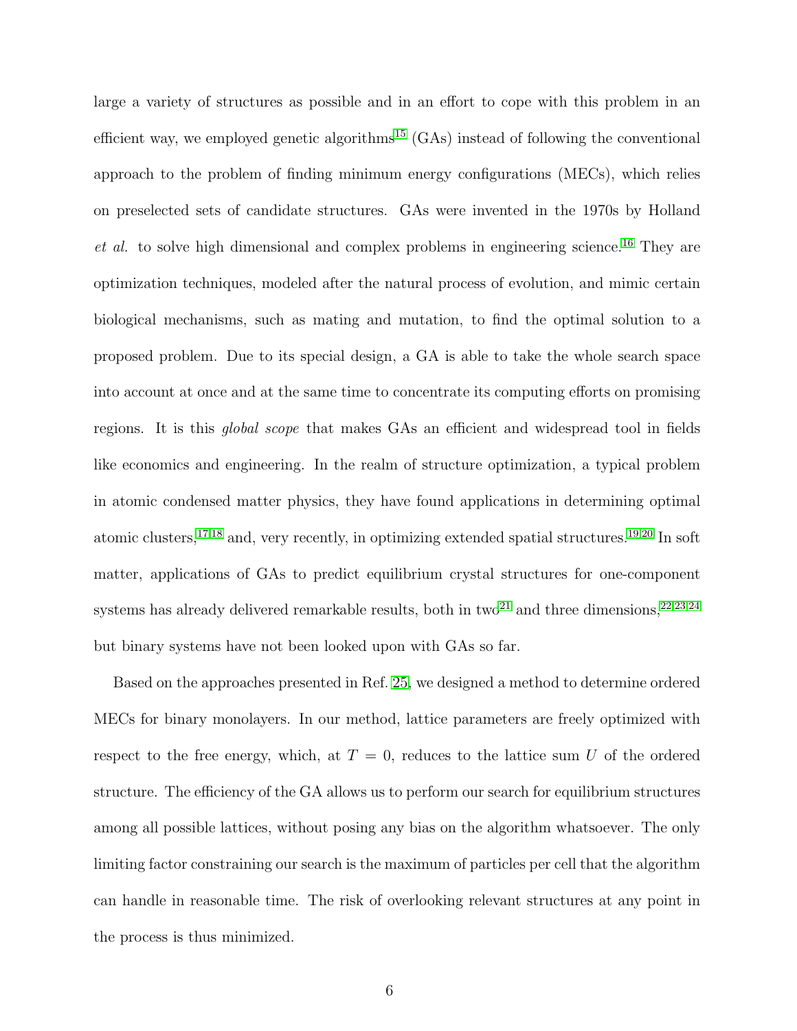large a variety of structures as possible and in an effort to cope with this problem in an efficient way, we employed genetic algorithms[15] (GAs) instead of following the conventional approach to the problem of finding minimum energy configurations (MECs), which relies on preselected sets of candidate structures. GAs were invented in the 1970s by Holland *et al.* to solve high dimensional and complex problems in engineering science.[16] They are optimization techniques, modeled after the natural process of evolution, and mimic certain biological mechanisms, such as mating and mutation, to find the optimal solution to a proposed problem. Due to its special design, a GA is able to take the whole search space into account at once and at the same time to concentrate its computing efforts on promising regions. It is this *global scope* that makes GAs an efficient and widespread tool in fields like economics and engineering. In the realm of structure optimization, a typical problem in atomic condensed matter physics, they have found applications in determining optimal atomic clusters,[17,18] and, very recently, in optimizing extended spatial structures.[19,20] In soft matter, applications of GAs to predict equilibrium crystal structures for one-component systems has already delivered remarkable results, both in two[21] and three dimensions,[22,23,24] but binary systems have not been looked upon with GAs so far.

Based on the approaches presented in Ref. 25, we designed a method to determine ordered MECs for binary monolayers. In our method, lattice parameters are freely optimized with respect to the free energy, which, at $T = 0$, reduces to the lattice sum $U$ of the ordered structure. The efficiency of the GA allows us to perform our search for equilibrium structures among all possible lattices, without posing any bias on the algorithm whatsoever. The only limiting factor constraining our search is the maximum of particles per cell that the algorithm can handle in reasonable time. The risk of overlooking relevant structures at any point in the process is thus minimized.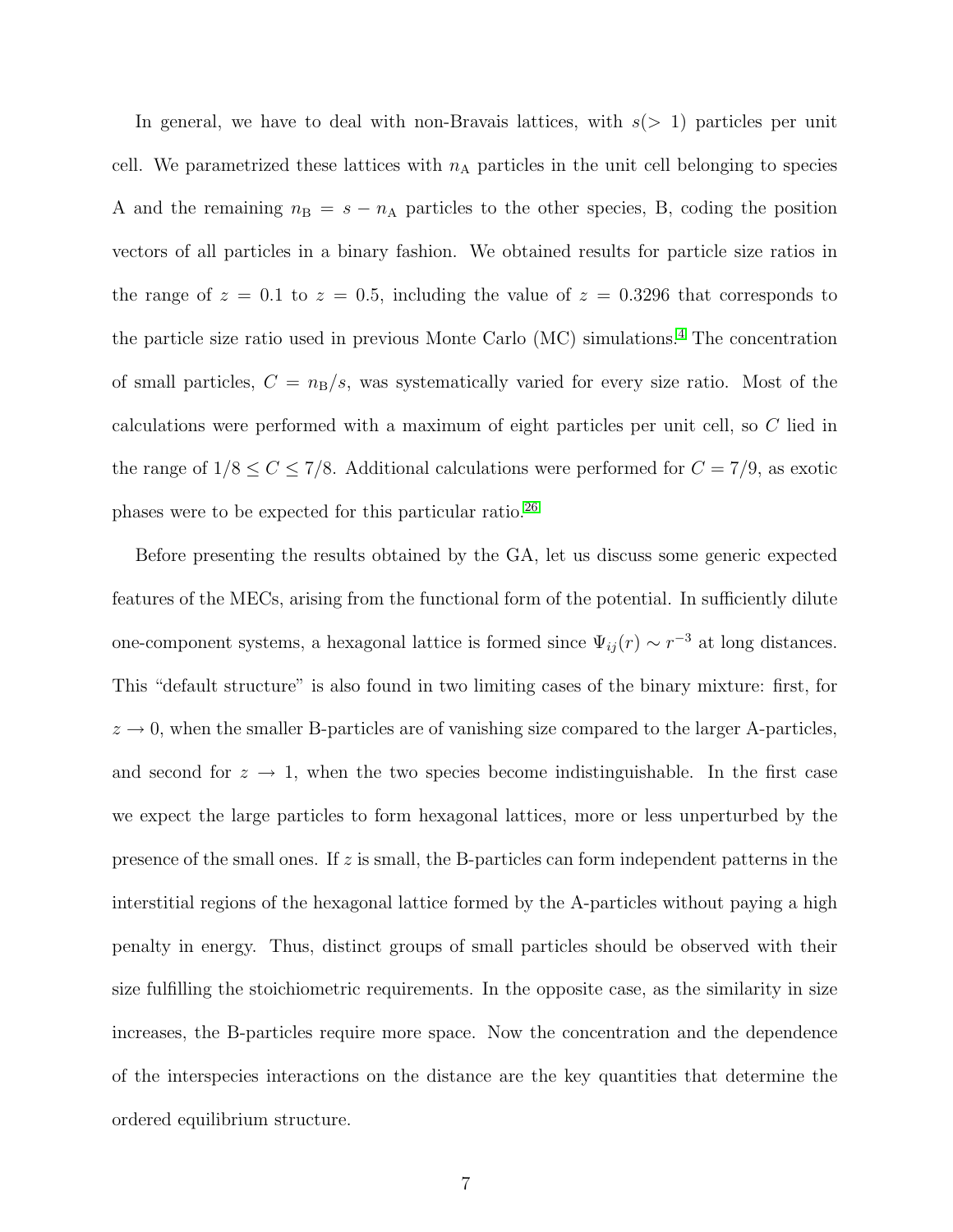In general, we have to deal with non-Bravais lattices, with $s(>1)$ particles per unit cell. We parametrized these lattices with $n_{\mathrm{A}}$ particles in the unit cell belonging to species A and the remaining $n_{\mathrm{B}} = s - n_{\mathrm{A}}$ particles to the other species, B, coding the position vectors of all particles in a binary fashion. We obtained results for particle size ratios in the range of $z = 0.1$ to $z = 0.5$, including the value of $z = 0.3296$ that corresponds to the particle size ratio used in previous Monte Carlo (MC) simulations.[4] The concentration of small particles, $C = n_{\mathrm{B}}/s$, was systematically varied for every size ratio. Most of the calculations were performed with a maximum of eight particles per unit cell, so $C$ lied in the range of $1/8 \leq C \leq 7/8$. Additional calculations were performed for $C = 7/9$, as exotic phases were to be expected for this particular ratio.[26]

Before presenting the results obtained by the GA, let us discuss some generic expected features of the MECs, arising from the functional form of the potential. In sufficiently dilute one-component systems, a hexagonal lattice is formed since $\Psi_{ij}(r) \sim r^{-3}$ at long distances. This "default structure" is also found in two limiting cases of the binary mixture: first, for $z \to 0$, when the smaller B-particles are of vanishing size compared to the larger A-particles, and second for $z \to 1$, when the two species become indistinguishable. In the first case we expect the large particles to form hexagonal lattices, more or less unperturbed by the presence of the small ones. If $z$ is small, the B-particles can form independent patterns in the interstitial regions of the hexagonal lattice formed by the A-particles without paying a high penalty in energy. Thus, distinct groups of small particles should be observed with their size fulfilling the stoichiometric requirements. In the opposite case, as the similarity in size increases, the B-particles require more space. Now the concentration and the dependence of the interspecies interactions on the distance are the key quantities that determine the ordered equilibrium structure.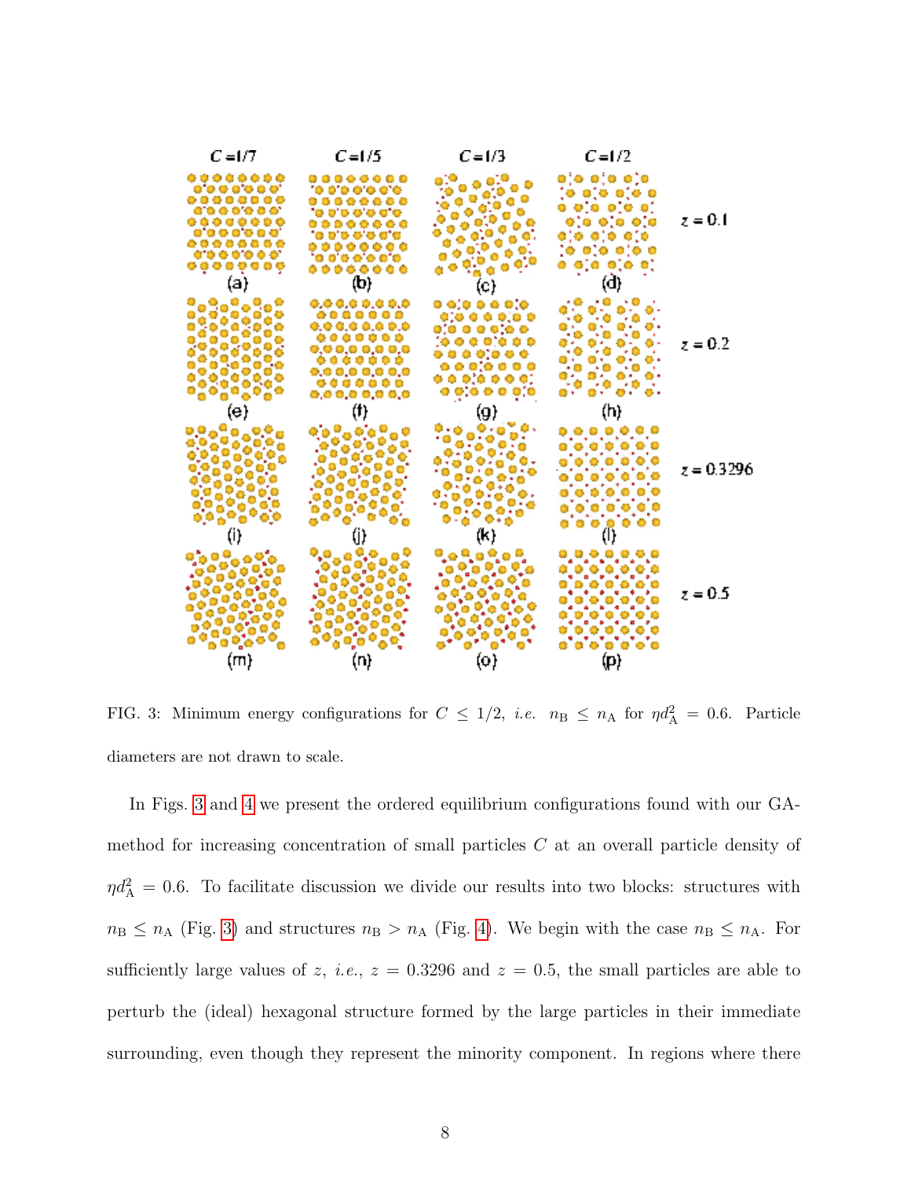FIG. 3: Minimum energy configurations for $C \leq 1/2$, *i.e.* $n_{\rm B} \leq n_{\rm A}$ for $\eta d_{\rm A}^2 = 0.6$. Particle diameters are not drawn to scale.

In Figs. 3 and 4 we present the ordered equilibrium configurations found with our GA-method for increasing concentration of small particles $C$ at an overall particle density of $\eta d_{\rm A}^2 = 0.6$. To facilitate discussion we divide our results into two blocks: structures with $n_{\rm B} \leq n_{\rm A}$ (Fig. 3) and structures $n_{\rm B} > n_{\rm A}$ (Fig. 4). We begin with the case $n_{\rm B} \leq n_{\rm A}$. For sufficiently large values of $z$, *i.e.*, $z = 0.3296$ and $z = 0.5$, the small particles are able to perturb the (ideal) hexagonal structure formed by the large particles in their immediate surrounding, even though they represent the minority component. In regions where there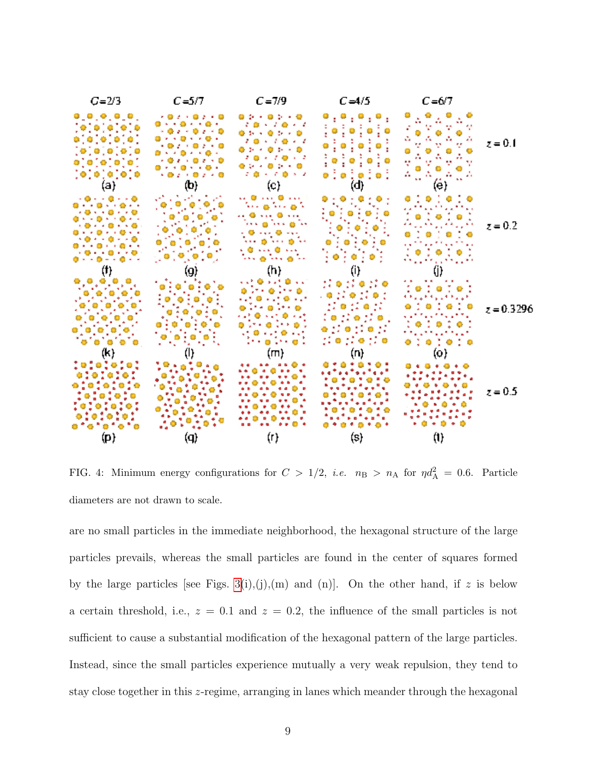FIG. 4: Minimum energy configurations for $C > 1/2$, *i.e.* $n_{\rm B} > n_{\rm A}$ for $\eta d_{\rm A}^2 = 0.6$. Particle diameters are not drawn to scale.

are no small particles in the immediate neighborhood, the hexagonal structure of the large particles prevails, whereas the small particles are found in the center of squares formed by the large particles [see Figs. 3(i),(j),(m) and (n)]. On the other hand, if $z$ is below a certain threshold, i.e., $z = 0.1$ and $z = 0.2$, the influence of the small particles is not sufficient to cause a substantial modification of the hexagonal pattern of the large particles. Instead, since the small particles experience mutually a very weak repulsion, they tend to stay close together in this $z$-regime, arranging in lanes which meander through the hexagonal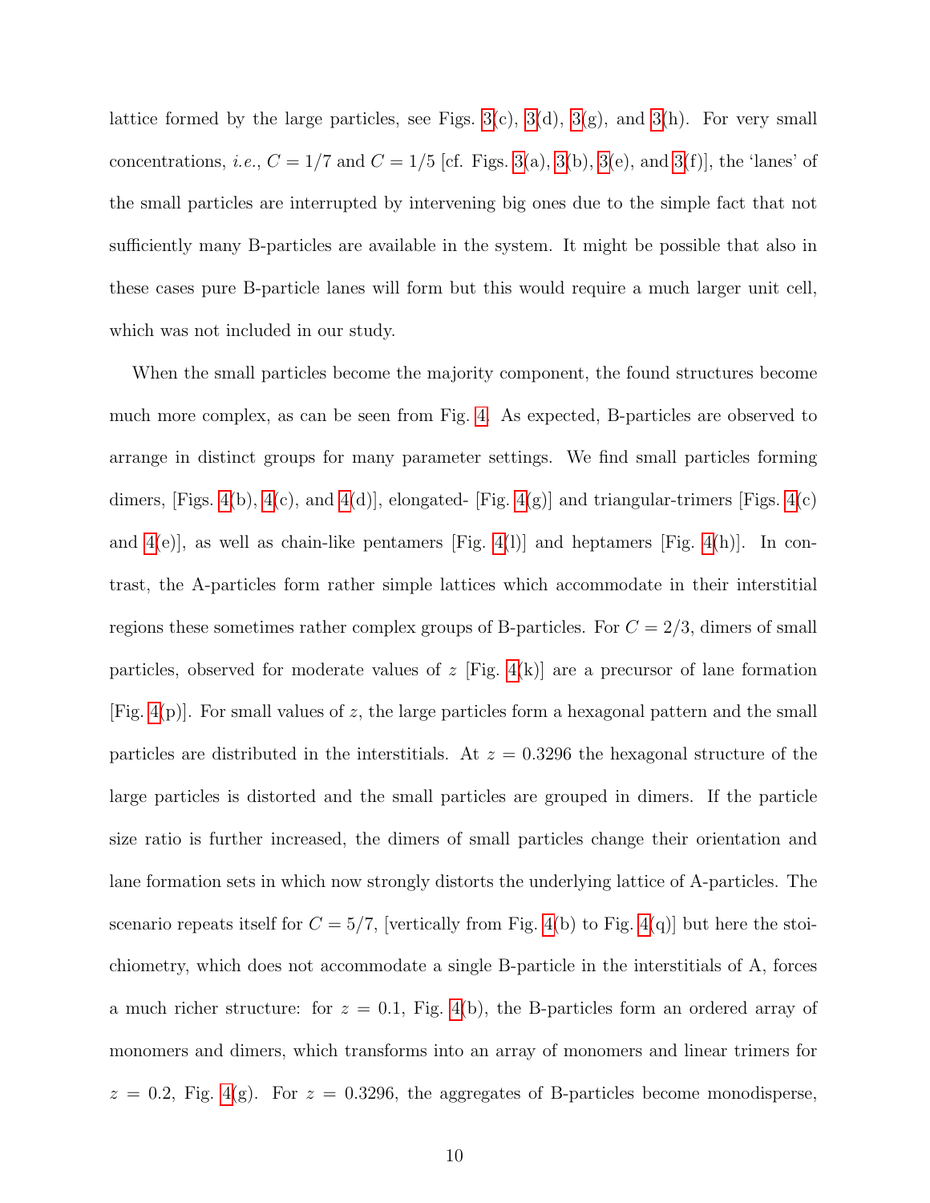lattice formed by the large particles, see Figs. 3(c), 3(d), 3(g), and 3(h). For very small concentrations, *i.e.*, $C = 1/7$ and $C = 1/5$ [cf. Figs. 3(a), 3(b), 3(e), and 3(f)], the 'lanes' of the small particles are interrupted by intervening big ones due to the simple fact that not sufficiently many B-particles are available in the system. It might be possible that also in these cases pure B-particle lanes will form but this would require a much larger unit cell, which was not included in our study.

When the small particles become the majority component, the found structures become much more complex, as can be seen from Fig. 4. As expected, B-particles are observed to arrange in distinct groups for many parameter settings. We find small particles forming dimers, [Figs. 4(b), 4(c), and 4(d)], elongated- [Fig. 4(g)] and triangular-trimers [Figs. 4(c) and 4(e)], as well as chain-like pentamers [Fig. 4(l)] and heptamers [Fig. 4(h)]. In contrast, the A-particles form rather simple lattices which accommodate in their interstitial regions these sometimes rather complex groups of B-particles. For $C = 2/3$, dimers of small particles, observed for moderate values of $z$ [Fig. 4(k)] are a precursor of lane formation [Fig. 4(p)]. For small values of $z$, the large particles form a hexagonal pattern and the small particles are distributed in the interstitials. At $z = 0.3296$ the hexagonal structure of the large particles is distorted and the small particles are grouped in dimers. If the particle size ratio is further increased, the dimers of small particles change their orientation and lane formation sets in which now strongly distorts the underlying lattice of A-particles. The scenario repeats itself for $C = 5/7$, [vertically from Fig. 4(b) to Fig. 4(q)] but here the stoichiometry, which does not accommodate a single B-particle in the interstitials of A, forces a much richer structure: for $z = 0.1$, Fig. 4(b), the B-particles form an ordered array of monomers and dimers, which transforms into an array of monomers and linear trimers for $z = 0.2$, Fig. 4(g). For $z = 0.3296$, the aggregates of B-particles become monodisperse,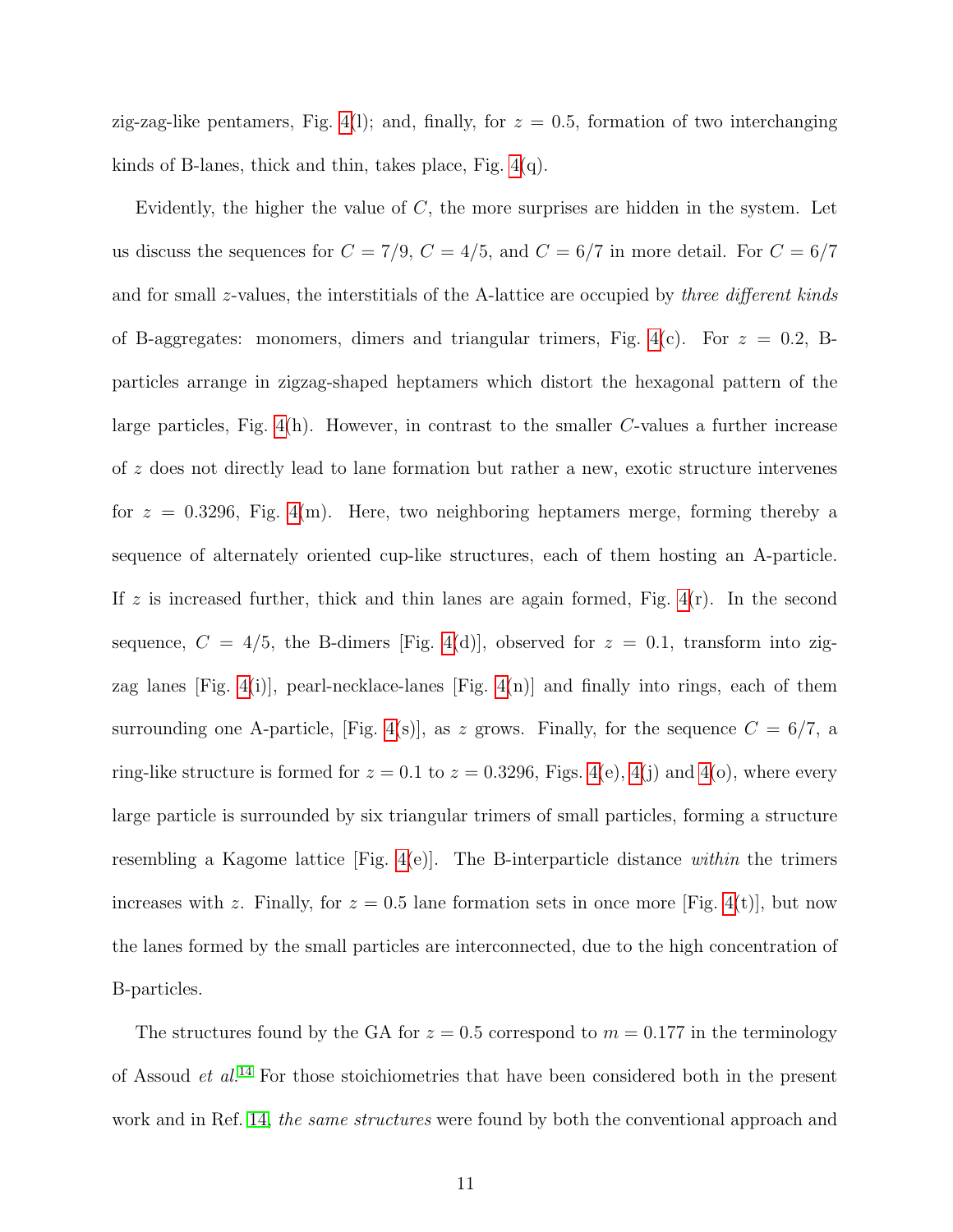zig-zag-like pentamers, Fig. 4(l); and, finally, for $z = 0.5$, formation of two interchanging kinds of B-lanes, thick and thin, takes place, Fig. 4(q).

Evidently, the higher the value of $C$, the more surprises are hidden in the system. Let us discuss the sequences for $C = 7/9$, $C = 4/5$, and $C = 6/7$ in more detail. For $C = 6/7$ and for small $z$-values, the interstitials of the A-lattice are occupied by *three different kinds* of B-aggregates: monomers, dimers and triangular trimers, Fig. 4(c). For $z = 0.2$, B-particles arrange in zigzag-shaped heptamers which distort the hexagonal pattern of the large particles, Fig. 4(h). However, in contrast to the smaller $C$-values a further increase of $z$ does not directly lead to lane formation but rather a new, exotic structure intervenes for $z = 0.3296$, Fig. 4(m). Here, two neighboring heptamers merge, forming thereby a sequence of alternately oriented cup-like structures, each of them hosting an A-particle. If $z$ is increased further, thick and thin lanes are again formed, Fig. 4(r). In the second sequence, $C = 4/5$, the B-dimers [Fig. 4(d)], observed for $z = 0.1$, transform into zig-zag lanes [Fig. 4(i)], pearl-necklace-lanes [Fig. 4(n)] and finally into rings, each of them surrounding one A-particle, [Fig. 4(s)], as $z$ grows. Finally, for the sequence $C = 6/7$, a ring-like structure is formed for $z = 0.1$ to $z = 0.3296$, Figs. 4(e), 4(j) and 4(o), where every large particle is surrounded by six triangular trimers of small particles, forming a structure resembling a Kagome lattice [Fig. 4(e)]. The B-interparticle distance *within* the trimers increases with $z$. Finally, for $z = 0.5$ lane formation sets in once more [Fig. 4(t)], but now the lanes formed by the small particles are interconnected, due to the high concentration of B-particles.

The structures found by the GA for $z = 0.5$ correspond to $m = 0.177$ in the terminology of Assoud *et al.*[14] For those stoichiometries that have been considered both in the present work and in Ref. 14, *the same structures* were found by both the conventional approach and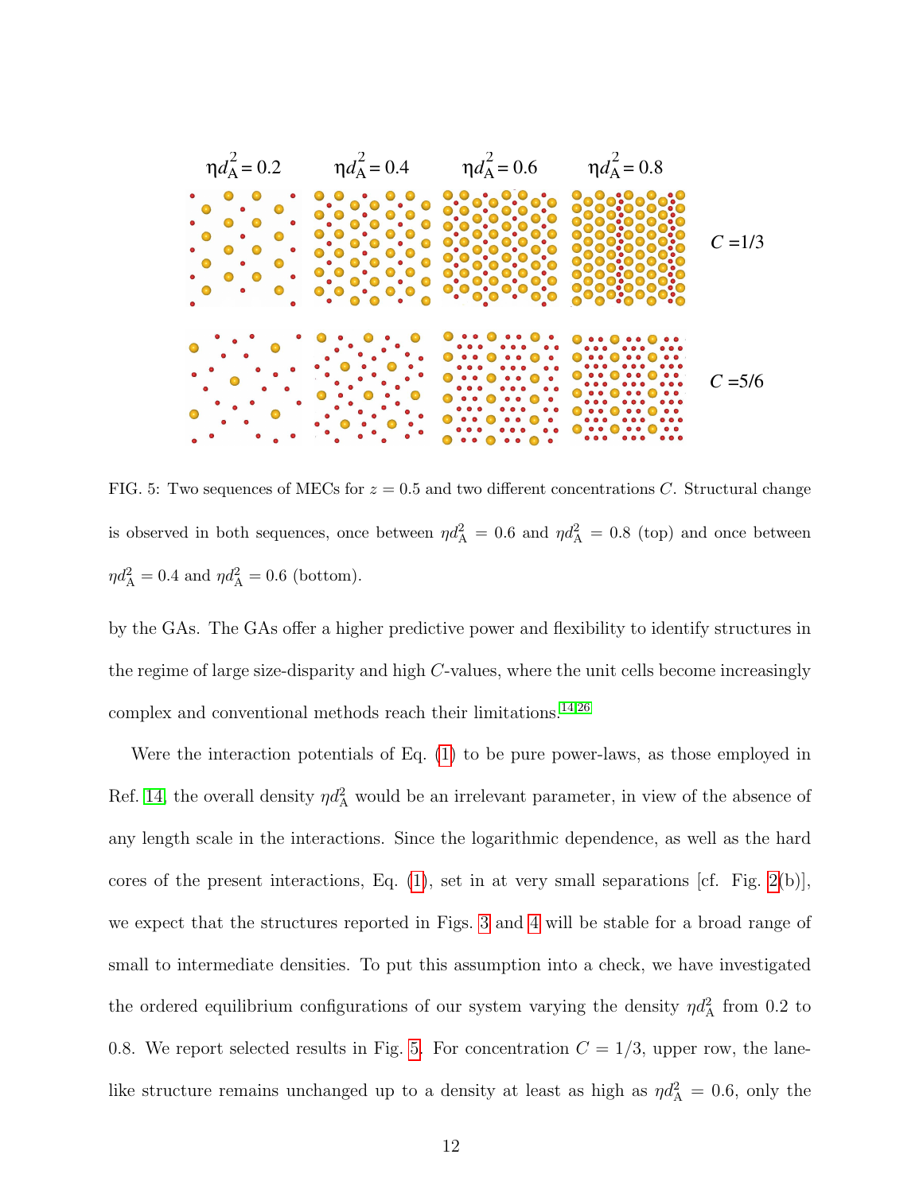FIG. 5: Two sequences of MECs for $z = 0.5$ and two different concentrations $C$. Structural change is observed in both sequences, once between $\eta d_{\mathrm{A}}^2 = 0.6$ and $\eta d_{\mathrm{A}}^2 = 0.8$ (top) and once between $\eta d_{\mathrm{A}}^2 = 0.4$ and $\eta d_{\mathrm{A}}^2 = 0.6$ (bottom).

by the GAs. The GAs offer a higher predictive power and flexibility to identify structures in the regime of large size-disparity and high $C$-values, where the unit cells become increasingly complex and conventional methods reach their limitations.[14,26]

Were the interaction potentials of Eq. (1) to be pure power-laws, as those employed in Ref. 14, the overall density $\eta d_{\mathrm{A}}^2$ would be an irrelevant parameter, in view of the absence of any length scale in the interactions. Since the logarithmic dependence, as well as the hard cores of the present interactions, Eq. (1), set in at very small separations [cf. Fig. 2(b)], we expect that the structures reported in Figs. 3 and 4 will be stable for a broad range of small to intermediate densities. To put this assumption into a check, we have investigated the ordered equilibrium configurations of our system varying the density $\eta d_{\mathrm{A}}^2$ from 0.2 to 0.8. We report selected results in Fig. 5. For concentration $C = 1/3$, upper row, the lane-like structure remains unchanged up to a density at least as high as $\eta d_{\mathrm{A}}^2 = 0.6$, only the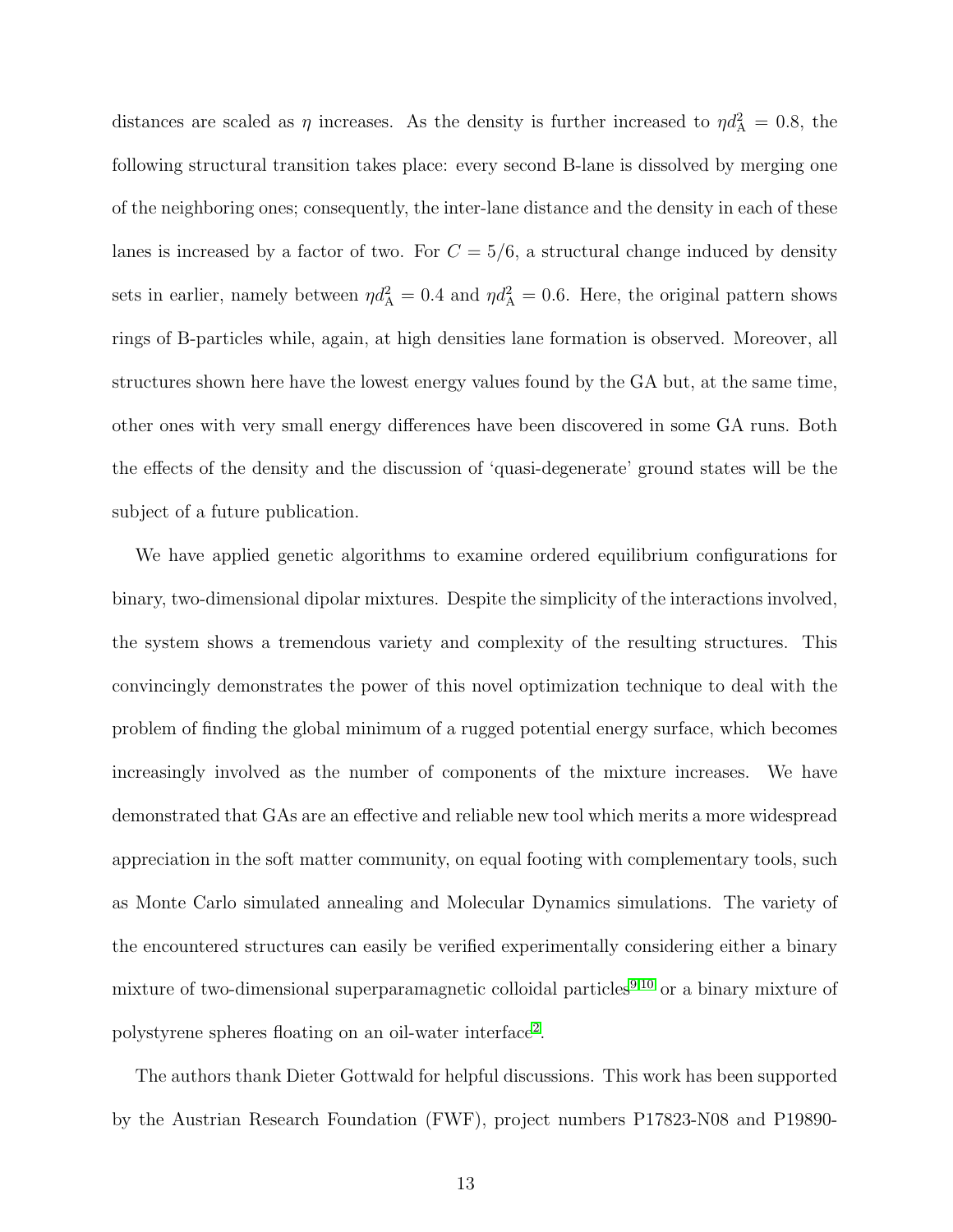distances are scaled as $\eta$ increases. As the density is further increased to $\eta d_{\mathrm{A}}^2 = 0.8$, the following structural transition takes place: every second B-lane is dissolved by merging one of the neighboring ones; consequently, the inter-lane distance and the density in each of these lanes is increased by a factor of two. For $C = 5/6$, a structural change induced by density sets in earlier, namely between $\eta d_{\mathrm{A}}^2 = 0.4$ and $\eta d_{\mathrm{A}}^2 = 0.6$. Here, the original pattern shows rings of B-particles while, again, at high densities lane formation is observed. Moreover, all structures shown here have the lowest energy values found by the GA but, at the same time, other ones with very small energy differences have been discovered in some GA runs. Both the effects of the density and the discussion of 'quasi-degenerate' ground states will be the subject of a future publication.

We have applied genetic algorithms to examine ordered equilibrium configurations for binary, two-dimensional dipolar mixtures. Despite the simplicity of the interactions involved, the system shows a tremendous variety and complexity of the resulting structures. This convincingly demonstrates the power of this novel optimization technique to deal with the problem of finding the global minimum of a rugged potential energy surface, which becomes increasingly involved as the number of components of the mixture increases. We have demonstrated that GAs are an effective and reliable new tool which merits a more widespread appreciation in the soft matter community, on equal footing with complementary tools, such as Monte Carlo simulated annealing and Molecular Dynamics simulations. The variety of the encountered structures can easily be verified experimentally considering either a binary mixture of two-dimensional superparamagnetic colloidal particles[9,10] or a binary mixture of polystyrene spheres floating on an oil-water interface[2].

The authors thank Dieter Gottwald for helpful discussions. This work has been supported by the Austrian Research Foundation (FWF), project numbers P17823-N08 and P19890-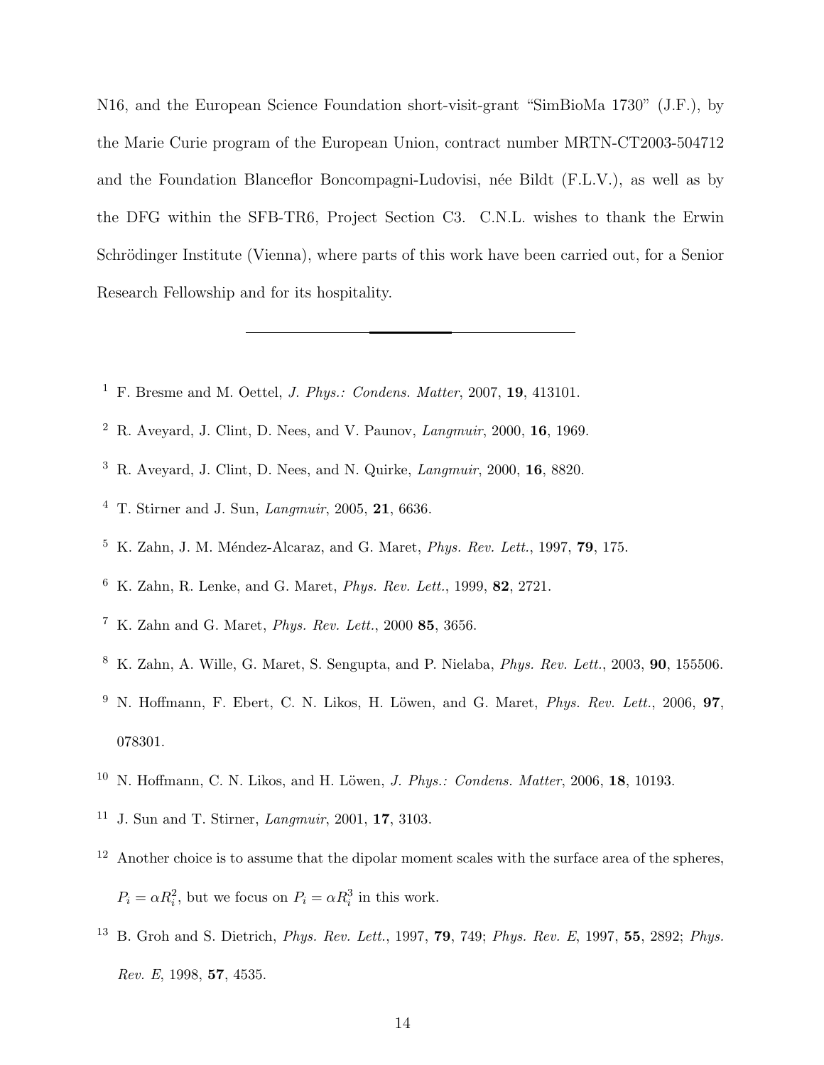N16, and the European Science Foundation short-visit-grant "SimBioMa 1730" (J.F.), by the Marie Curie program of the European Union, contract number MRTN-CT2003-504712 and the Foundation Blanceflor Boncompagni-Ludovisi, née Bildt (F.L.V.), as well as by the DFG within the SFB-TR6, Project Section C3. C.N.L. wishes to thank the Erwin Schrödinger Institute (Vienna), where parts of this work have been carried out, for a Senior Research Fellowship and for its hospitality.

---

[1] F. Bresme and M. Oettel, *J. Phys.: Condens. Matter*, 2007, **19**, 413101.

[2] R. Aveyard, J. Clint, D. Nees, and V. Paunov, *Langmuir*, 2000, **16**, 1969.

[3] R. Aveyard, J. Clint, D. Nees, and N. Quirke, *Langmuir*, 2000, **16**, 8820.

[4] T. Stirner and J. Sun, *Langmuir*, 2005, **21**, 6636.

[5] K. Zahn, J. M. Méndez-Alcaraz, and G. Maret, *Phys. Rev. Lett.*, 1997, **79**, 175.

[6] K. Zahn, R. Lenke, and G. Maret, *Phys. Rev. Lett.*, 1999, **82**, 2721.

[7] K. Zahn and G. Maret, *Phys. Rev. Lett.*, 2000 **85**, 3656.

[8] K. Zahn, A. Wille, G. Maret, S. Sengupta, and P. Nielaba, *Phys. Rev. Lett.*, 2003, **90**, 155506.

[9] N. Hoffmann, F. Ebert, C. N. Likos, H. Löwen, and G. Maret, *Phys. Rev. Lett.*, 2006, **97**, 078301.

[10] N. Hoffmann, C. N. Likos, and H. Löwen, *J. Phys.: Condens. Matter*, 2006, **18**, 10193.

[11] J. Sun and T. Stirner, *Langmuir*, 2001, **17**, 3103.

[12] Another choice is to assume that the dipolar moment scales with the surface area of the spheres, $P_i = \alpha R_i^2$, but we focus on $P_i = \alpha R_i^3$ in this work.

[13] B. Groh and S. Dietrich, *Phys. Rev. Lett.*, 1997, **79**, 749; *Phys. Rev. E*, 1997, **55**, 2892; *Phys. Rev. E*, 1998, **57**, 4535.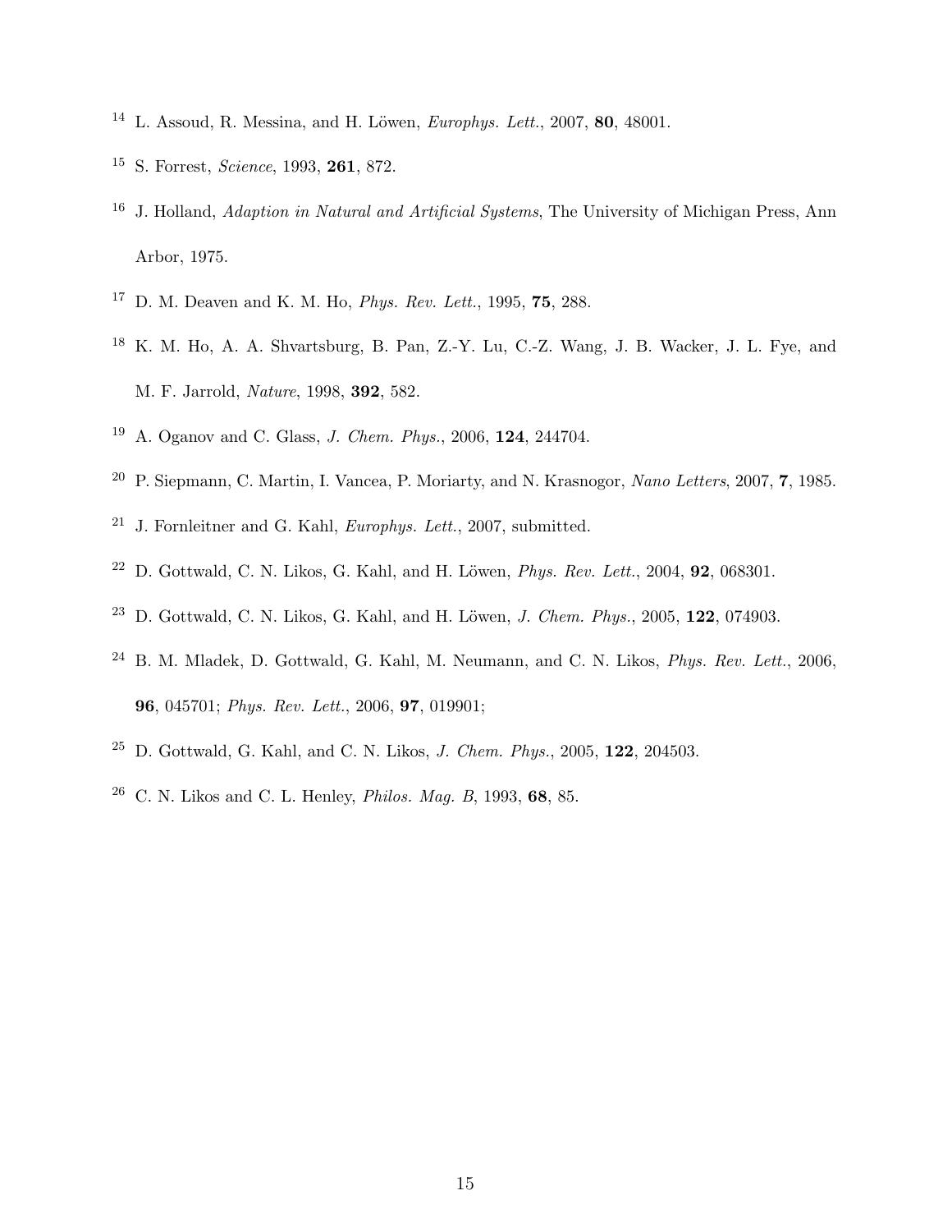[14] L. Assoud, R. Messina, and H. Löwen, *Europhys. Lett.*, 2007, **80**, 48001.

[15] S. Forrest, *Science*, 1993, **261**, 872.

[16] J. Holland, *Adaption in Natural and Artificial Systems*, The University of Michigan Press, Ann Arbor, 1975.

[17] D. M. Deaven and K. M. Ho, *Phys. Rev. Lett.*, 1995, **75**, 288.

[18] K. M. Ho, A. A. Shvartsburg, B. Pan, Z.-Y. Lu, C.-Z. Wang, J. B. Wacker, J. L. Fye, and M. F. Jarrold, *Nature*, 1998, **392**, 582.

[19] A. Oganov and C. Glass, *J. Chem. Phys.*, 2006, **124**, 244704.

[20] P. Siepmann, C. Martin, I. Vancea, P. Moriarty, and N. Krasnogor, *Nano Letters*, 2007, **7**, 1985.

[21] J. Fornleitner and G. Kahl, *Europhys. Lett.*, 2007, submitted.

[22] D. Gottwald, C. N. Likos, G. Kahl, and H. Löwen, *Phys. Rev. Lett.*, 2004, **92**, 068301.

[23] D. Gottwald, C. N. Likos, G. Kahl, and H. Löwen, *J. Chem. Phys.*, 2005, **122**, 074903.

[24] B. M. Mladek, D. Gottwald, G. Kahl, M. Neumann, and C. N. Likos, *Phys. Rev. Lett.*, 2006, **96**, 045701; *Phys. Rev. Lett.*, 2006, **97**, 019901;

[25] D. Gottwald, G. Kahl, and C. N. Likos, *J. Chem. Phys.*, 2005, **122**, 204503.

[26] C. N. Likos and C. L. Henley, *Philos. Mag. B*, 1993, **68**, 85.